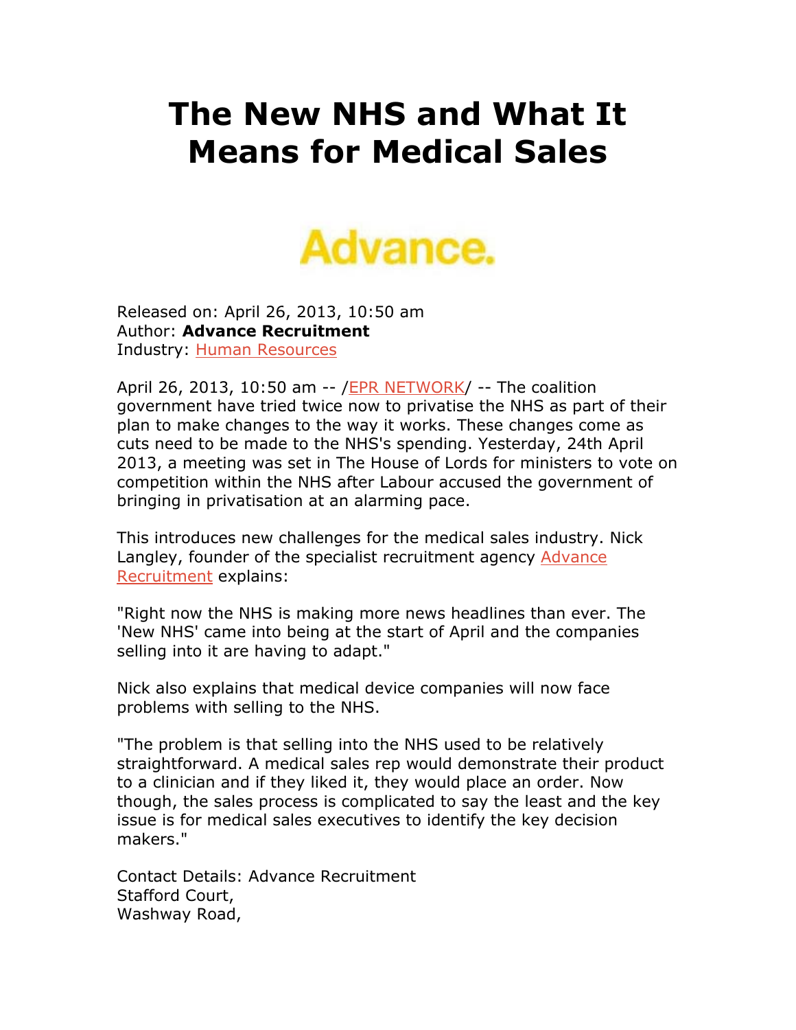# The New NHS and What It Means for Medical Sales

Advance.

Released on: April 26, 2013, 10:50 am
Author: **Advance Recruitment**
Industry: Human Resources

April 26, 2013, 10:50 am -- /EPR NETWORK/ -- The coalition government have tried twice now to privatise the NHS as part of their plan to make changes to the way it works. These changes come as cuts need to be made to the NHS's spending. Yesterday, 24th April 2013, a meeting was set in The House of Lords for ministers to vote on competition within the NHS after Labour accused the government of bringing in privatisation at an alarming pace.

This introduces new challenges for the medical sales industry. Nick Langley, founder of the specialist recruitment agency Advance Recruitment explains:

"Right now the NHS is making more news headlines than ever. The 'New NHS' came into being at the start of April and the companies selling into it are having to adapt."

Nick also explains that medical device companies will now face problems with selling to the NHS.

"The problem is that selling into the NHS used to be relatively straightforward. A medical sales rep would demonstrate their product to a clinician and if they liked it, they would place an order. Now though, the sales process is complicated to say the least and the key issue is for medical sales executives to identify the key decision makers."

Contact Details: Advance Recruitment
Stafford Court,
Washway Road,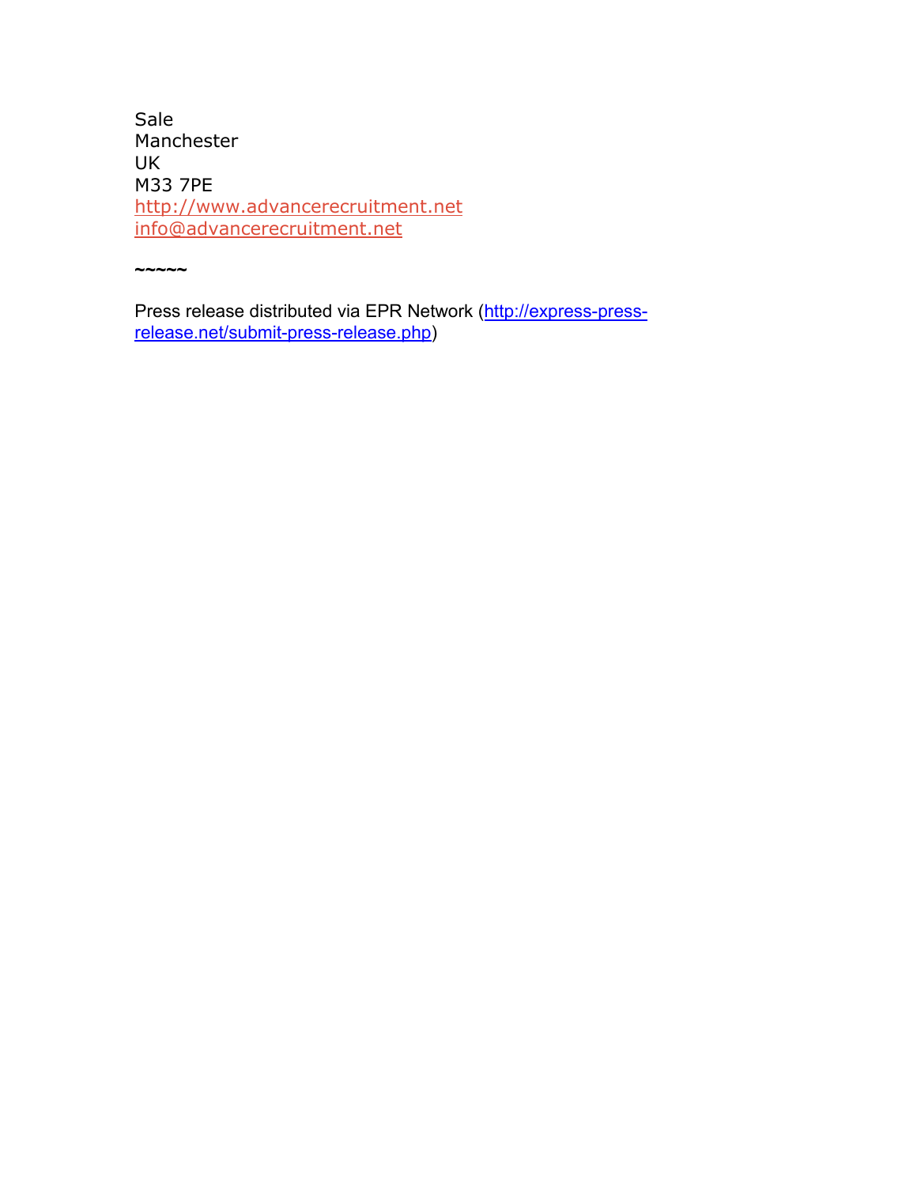Sale
Manchester
UK
M33 7PE
http://www.advancerecruitment.net
info@advancerecruitment.net

~~~~~

Press release distributed via EPR Network (http://express-press-release.net/submit-press-release.php)